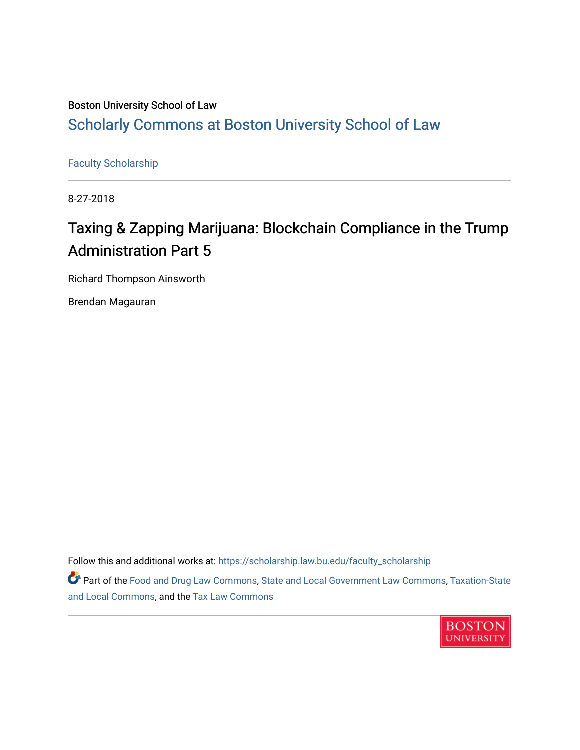Boston University School of Law

# Scholarly Commons at Boston University School of Law

Faculty Scholarship

8-27-2018

## Taxing & Zapping Marijuana: Blockchain Compliance in the Trump Administration Part 5

Richard Thompson Ainsworth

Brendan Magauran

Follow this and additional works at: https://scholarship.law.bu.edu/faculty_scholarship

Part of the Food and Drug Law Commons, State and Local Government Law Commons, Taxation-State and Local Commons, and the Tax Law Commons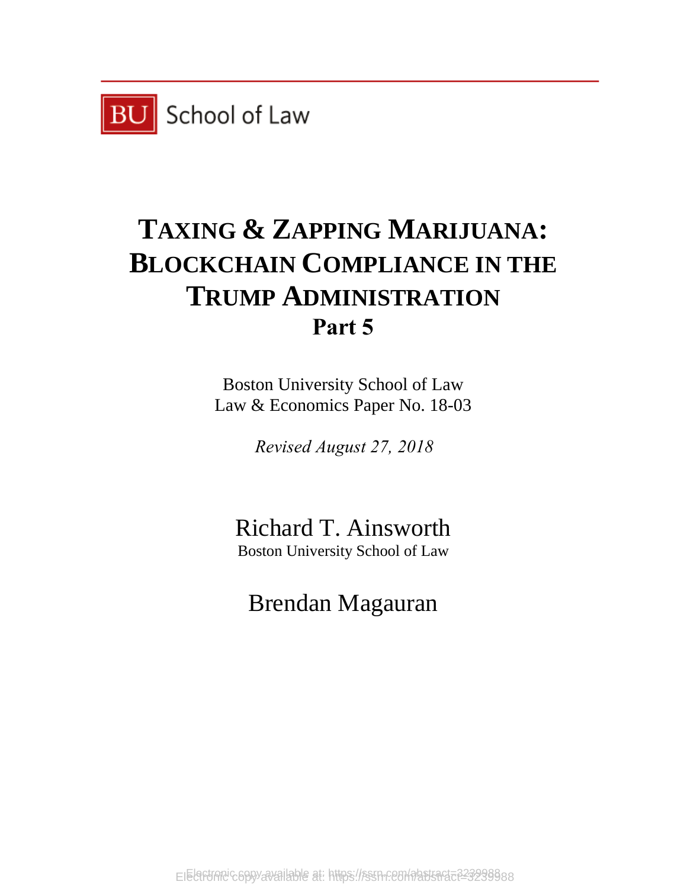BU School of Law

# TAXING & ZAPPING MARIJUANA: BLOCKCHAIN COMPLIANCE IN THE TRUMP ADMINISTRATION

## Part 5

Boston University School of Law
Law & Economics Paper No. 18-03

*Revised August 27, 2018*

Richard T. Ainsworth
Boston University School of Law

Brendan Magauran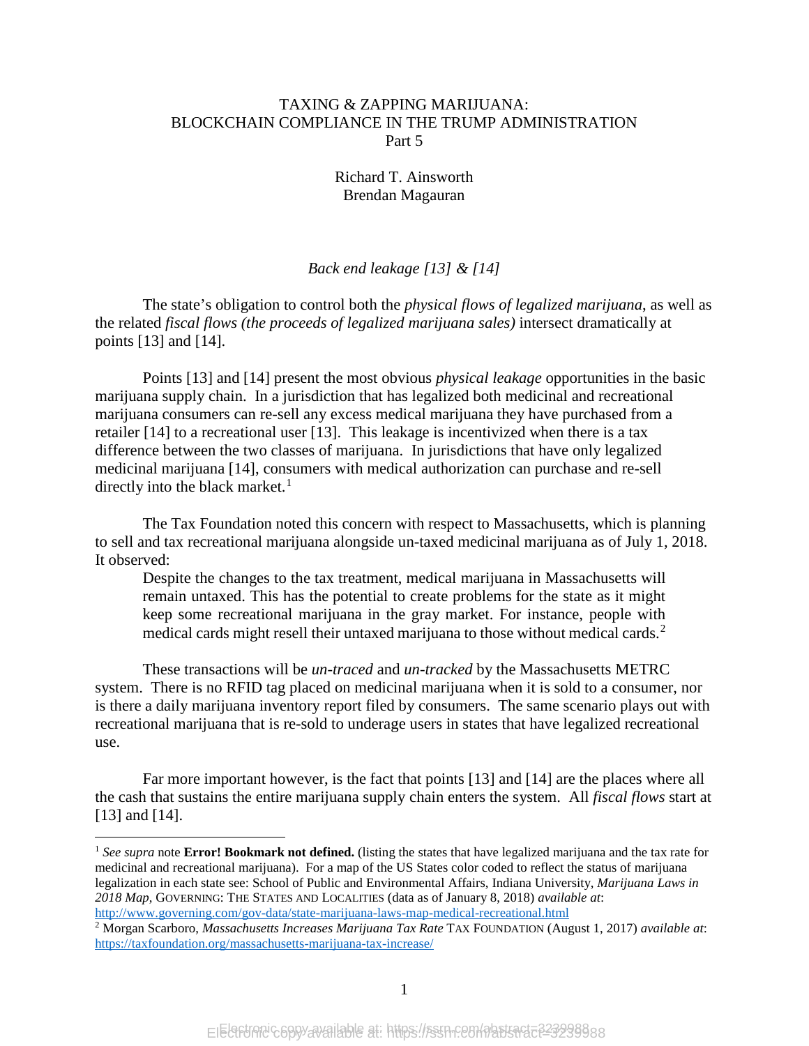# TAXING & ZAPPING MARIJUANA: BLOCKCHAIN COMPLIANCE IN THE TRUMP ADMINISTRATION

Part 5

Richard T. Ainsworth
Brendan Magauran

*Back end leakage [13] & [14]*

The state's obligation to control both the *physical flows of legalized marijuana*, as well as the related *fiscal flows (the proceeds of legalized marijuana sales)* intersect dramatically at points [13] and [14].

Points [13] and [14] present the most obvious *physical leakage* opportunities in the basic marijuana supply chain. In a jurisdiction that has legalized both medicinal and recreational marijuana consumers can re-sell any excess medical marijuana they have purchased from a retailer [14] to a recreational user [13]. This leakage is incentivized when there is a tax difference between the two classes of marijuana. In jurisdictions that have only legalized medicinal marijuana [14], consumers with medical authorization can purchase and re-sell directly into the black market.[1]

The Tax Foundation noted this concern with respect to Massachusetts, which is planning to sell and tax recreational marijuana alongside un-taxed medicinal marijuana as of July 1, 2018. It observed:

> Despite the changes to the tax treatment, medical marijuana in Massachusetts will remain untaxed. This has the potential to create problems for the state as it might keep some recreational marijuana in the gray market. For instance, people with medical cards might resell their untaxed marijuana to those without medical cards.[2]

These transactions will be *un-traced* and *un-tracked* by the Massachusetts METRC system. There is no RFID tag placed on medicinal marijuana when it is sold to a consumer, nor is there a daily marijuana inventory report filed by consumers. The same scenario plays out with recreational marijuana that is re-sold to underage users in states that have legalized recreational use.

Far more important however, is the fact that points [13] and [14] are the places where all the cash that sustains the entire marijuana supply chain enters the system. All *fiscal flows* start at [13] and [14].

---

[1] *See supra* note **Error! Bookmark not defined.** (listing the states that have legalized marijuana and the tax rate for medicinal and recreational marijuana). For a map of the US States color coded to reflect the status of marijuana legalization in each state see: School of Public and Environmental Affairs, Indiana University, *Marijuana Laws in 2018 Map*, GOVERNING: THE STATES AND LOCALITIES (data as of January 8, 2018) *available at*: http://www.governing.com/gov-data/state-marijuana-laws-map-medical-recreational.html

[2] Morgan Scarboro, *Massachusetts Increases Marijuana Tax Rate* TAX FOUNDATION (August 1, 2017) *available at*: https://taxfoundation.org/massachusetts-marijuana-tax-increase/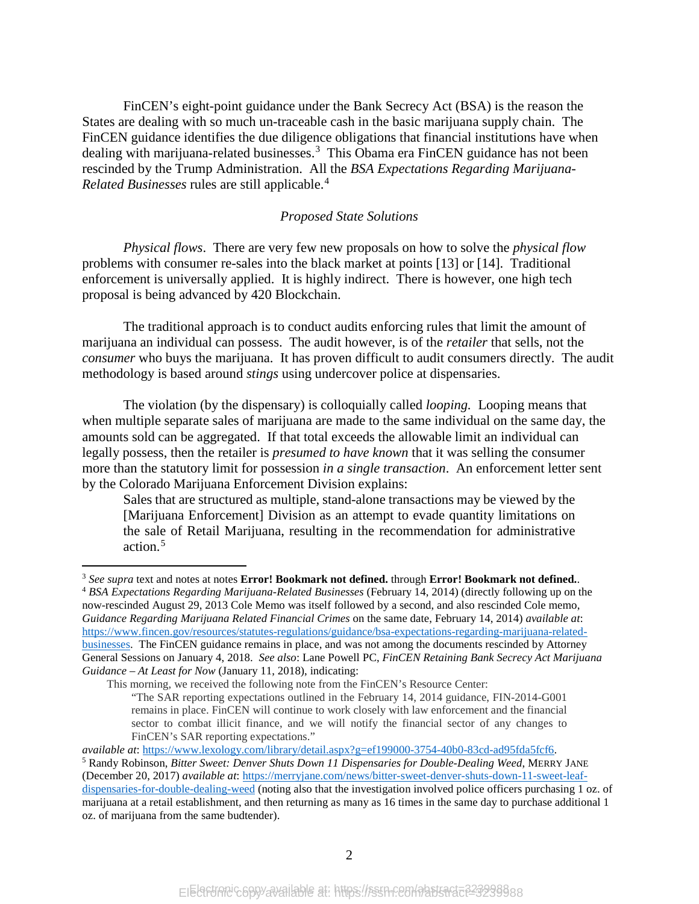FinCEN's eight-point guidance under the Bank Secrecy Act (BSA) is the reason the States are dealing with so much un-traceable cash in the basic marijuana supply chain. The FinCEN guidance identifies the due diligence obligations that financial institutions have when dealing with marijuana-related businesses.[3] This Obama era FinCEN guidance has not been rescinded by the Trump Administration. All the *BSA Expectations Regarding Marijuana-Related Businesses* rules are still applicable.[4]

### *Proposed State Solutions*

*Physical flows*. There are very few new proposals on how to solve the *physical flow* problems with consumer re-sales into the black market at points [13] or [14]. Traditional enforcement is universally applied. It is highly indirect. There is however, one high tech proposal is being advanced by 420 Blockchain.

The traditional approach is to conduct audits enforcing rules that limit the amount of marijuana an individual can possess. The audit however, is of the *retailer* that sells, not the *consumer* who buys the marijuana. It has proven difficult to audit consumers directly. The audit methodology is based around *stings* using undercover police at dispensaries.

The violation (by the dispensary) is colloquially called *looping.* Looping means that when multiple separate sales of marijuana are made to the same individual on the same day, the amounts sold can be aggregated. If that total exceeds the allowable limit an individual can legally possess, then the retailer is *presumed to have known* that it was selling the consumer more than the statutory limit for possession *in a single transaction*. An enforcement letter sent by the Colorado Marijuana Enforcement Division explains:

> Sales that are structured as multiple, stand-alone transactions may be viewed by the [Marijuana Enforcement] Division as an attempt to evade quantity limitations on the sale of Retail Marijuana, resulting in the recommendation for administrative action.[5]

---

[3] *See supra* text and notes at notes **Error! Bookmark not defined.** through **Error! Bookmark not defined.**.

[4] *BSA Expectations Regarding Marijuana-Related Businesses* (February 14, 2014) (directly following up on the now-rescinded August 29, 2013 Cole Memo was itself followed by a second, and also rescinded Cole memo, *Guidance Regarding Marijuana Related Financial Crimes* on the same date, February 14, 2014) *available at*: https://www.fincen.gov/resources/statutes-regulations/guidance/bsa-expectations-regarding-marijuana-related-businesses. The FinCEN guidance remains in place, and was not among the documents rescinded by Attorney General Sessions on January 4, 2018. *See also*: Lane Powell PC, *FinCEN Retaining Bank Secrecy Act Marijuana Guidance – At Least for Now* (January 11, 2018), indicating:

> This morning, we received the following note from the FinCEN's Resource Center:
>
> > "The SAR reporting expectations outlined in the February 14, 2014 guidance, FIN-2014-G001 remains in place. FinCEN will continue to work closely with law enforcement and the financial sector to combat illicit finance, and we will notify the financial sector of any changes to FinCEN's SAR reporting expectations."

*available at*: https://www.lexology.com/library/detail.aspx?g=ef199000-3754-40b0-83cd-ad95fda5fcf6.

[5] Randy Robinson, *Bitter Sweet: Denver Shuts Down 11 Dispensaries for Double-Dealing Weed*, MERRY JANE (December 20, 2017) *available at*: https://merryjane.com/news/bitter-sweet-denver-shuts-down-11-sweet-leaf-dispensaries-for-double-dealing-weed (noting also that the investigation involved police officers purchasing 1 oz. of marijuana at a retail establishment, and then returning as many as 16 times in the same day to purchase additional 1 oz. of marijuana from the same budtender).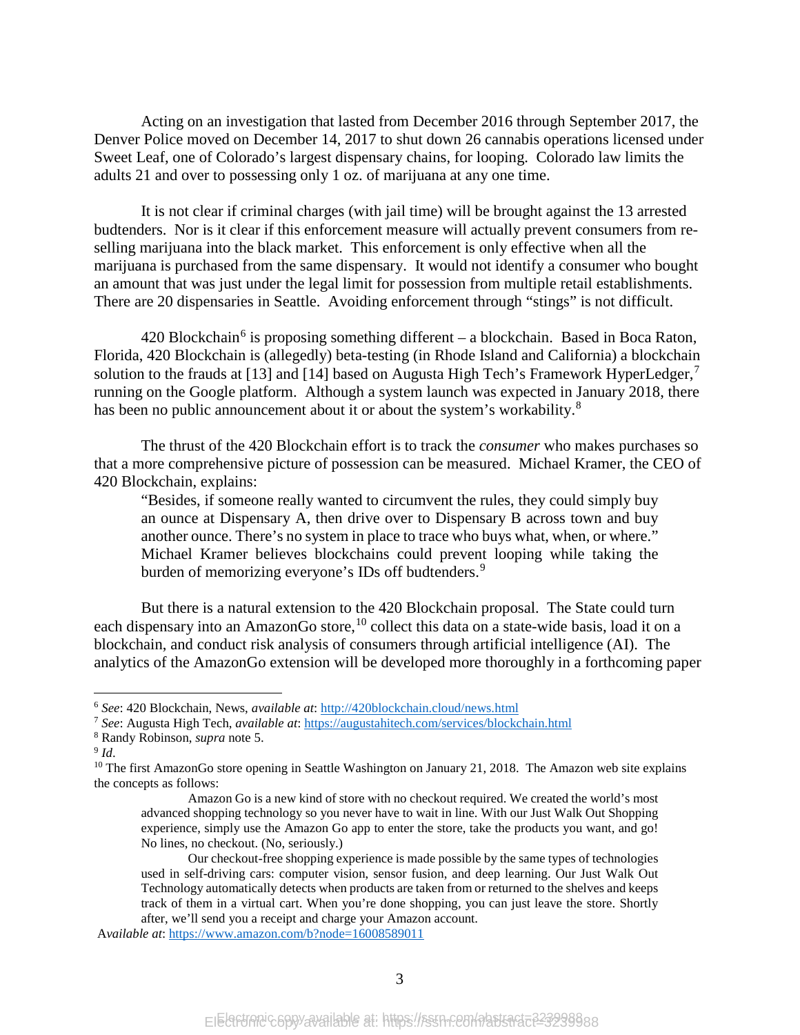Acting on an investigation that lasted from December 2016 through September 2017, the Denver Police moved on December 14, 2017 to shut down 26 cannabis operations licensed under Sweet Leaf, one of Colorado's largest dispensary chains, for looping. Colorado law limits the adults 21 and over to possessing only 1 oz. of marijuana at any one time.

It is not clear if criminal charges (with jail time) will be brought against the 13 arrested budtenders. Nor is it clear if this enforcement measure will actually prevent consumers from re-selling marijuana into the black market. This enforcement is only effective when all the marijuana is purchased from the same dispensary. It would not identify a consumer who bought an amount that was just under the legal limit for possession from multiple retail establishments. There are 20 dispensaries in Seattle. Avoiding enforcement through "stings" is not difficult.

420 Blockchain[6] is proposing something different – a blockchain. Based in Boca Raton, Florida, 420 Blockchain is (allegedly) beta-testing (in Rhode Island and California) a blockchain solution to the frauds at [13] and [14] based on Augusta High Tech's Framework HyperLedger,[7] running on the Google platform. Although a system launch was expected in January 2018, there has been no public announcement about it or about the system's workability.[8]

The thrust of the 420 Blockchain effort is to track the *consumer* who makes purchases so that a more comprehensive picture of possession can be measured. Michael Kramer, the CEO of 420 Blockchain, explains:

> "Besides, if someone really wanted to circumvent the rules, they could simply buy an ounce at Dispensary A, then drive over to Dispensary B across town and buy another ounce. There's no system in place to trace who buys what, when, or where." Michael Kramer believes blockchains could prevent looping while taking the burden of memorizing everyone's IDs off budtenders.[9]

But there is a natural extension to the 420 Blockchain proposal. The State could turn each dispensary into an AmazonGo store,[10] collect this data on a state-wide basis, load it on a blockchain, and conduct risk analysis of consumers through artificial intelligence (AI). The analytics of the AmazonGo extension will be developed more thoroughly in a forthcoming paper

---

[6] *See*: 420 Blockchain, News, *available at*: http://420blockchain.cloud/news.html

[7] *See*: Augusta High Tech, *available at*: https://augustahitech.com/services/blockchain.html

[8] Randy Robinson, *supra* note 5.

[9] *Id*.

[10] The first AmazonGo store opening in Seattle Washington on January 21, 2018. The Amazon web site explains the concepts as follows:

> Amazon Go is a new kind of store with no checkout required. We created the world's most advanced shopping technology so you never have to wait in line. With our Just Walk Out Shopping experience, simply use the Amazon Go app to enter the store, take the products you want, and go! No lines, no checkout. (No, seriously.)
>
> Our checkout-free shopping experience is made possible by the same types of technologies used in self-driving cars: computer vision, sensor fusion, and deep learning. Our Just Walk Out Technology automatically detects when products are taken from or returned to the shelves and keeps track of them in a virtual cart. When you're done shopping, you can just leave the store. Shortly after, we'll send you a receipt and charge your Amazon account.

*Available at*: https://www.amazon.com/b?node=16008589011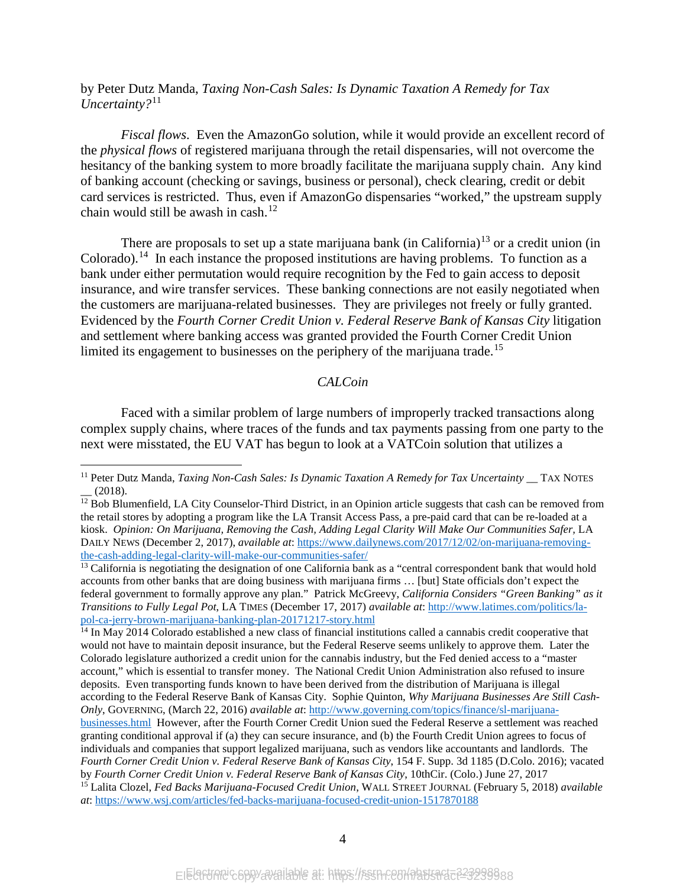by Peter Dutz Manda, *Taxing Non-Cash Sales: Is Dynamic Taxation A Remedy for Tax Uncertainty?*[11]

*Fiscal flows*. Even the AmazonGo solution, while it would provide an excellent record of the *physical flows* of registered marijuana through the retail dispensaries, will not overcome the hesitancy of the banking system to more broadly facilitate the marijuana supply chain. Any kind of banking account (checking or savings, business or personal), check clearing, credit or debit card services is restricted. Thus, even if AmazonGo dispensaries "worked," the upstream supply chain would still be awash in cash.[12]

There are proposals to set up a state marijuana bank (in California)[13] or a credit union (in Colorado).[14] In each instance the proposed institutions are having problems. To function as a bank under either permutation would require recognition by the Fed to gain access to deposit insurance, and wire transfer services. These banking connections are not easily negotiated when the customers are marijuana-related businesses. They are privileges not freely or fully granted. Evidenced by the *Fourth Corner Credit Union v. Federal Reserve Bank of Kansas City* litigation and settlement where banking access was granted provided the Fourth Corner Credit Union limited its engagement to businesses on the periphery of the marijuana trade.[15]

### *CALCoin*

Faced with a similar problem of large numbers of improperly tracked transactions along complex supply chains, where traces of the funds and tax payments passing from one party to the next were misstated, the EU VAT has begun to look at a VATCoin solution that utilizes a

---

[11] Peter Dutz Manda, *Taxing Non-Cash Sales: Is Dynamic Taxation A Remedy for Tax Uncertainty* __ TAX NOTES __ (2018).

[12] Bob Blumenfield, LA City Counselor-Third District, in an Opinion article suggests that cash can be removed from the retail stores by adopting a program like the LA Transit Access Pass, a pre-paid card that can be re-loaded at a kiosk. *Opinion: On Marijuana, Removing the Cash, Adding Legal Clarity Will Make Our Communities Safer*, LA DAILY NEWS (December 2, 2017), *available at*: https://www.dailynews.com/2017/12/02/on-marijuana-removing-the-cash-adding-legal-clarity-will-make-our-communities-safer/

[13] California is negotiating the designation of one California bank as a "central correspondent bank that would hold accounts from other banks that are doing business with marijuana firms … [but] State officials don't expect the federal government to formally approve any plan." Patrick McGreevy, *California Considers "Green Banking" as it Transitions to Fully Legal Pot*, LA TIMES (December 17, 2017) *available at*: http://www.latimes.com/politics/la-pol-ca-jerry-brown-marijuana-banking-plan-20171217-story.html

[14] In May 2014 Colorado established a new class of financial institutions called a cannabis credit cooperative that would not have to maintain deposit insurance, but the Federal Reserve seems unlikely to approve them. Later the Colorado legislature authorized a credit union for the cannabis industry, but the Fed denied access to a "master account," which is essential to transfer money. The National Credit Union Administration also refused to insure deposits. Even transporting funds known to have been derived from the distribution of Marijuana is illegal according to the Federal Reserve Bank of Kansas City. Sophie Quinton, *Why Marijuana Businesses Are Still Cash-Only*, GOVERNING, (March 22, 2016) *available at*: http://www.governing.com/topics/finance/sl-marijuana-businesses.html However, after the Fourth Corner Credit Union sued the Federal Reserve a settlement was reached granting conditional approval if (a) they can secure insurance, and (b) the Fourth Credit Union agrees to focus of individuals and companies that support legalized marijuana, such as vendors like accountants and landlords. The *Fourth Corner Credit Union v. Federal Reserve Bank of Kansas City*, 154 F. Supp. 3d 1185 (D.Colo. 2016); vacated by *Fourth Corner Credit Union v. Federal Reserve Bank of Kansas City*, 10thCir. (Colo.) June 27, 2017

[15] Lalita Clozel, *Fed Backs Marijuana-Focused Credit Union*, WALL STREET JOURNAL (February 5, 2018) *available at*: https://www.wsj.com/articles/fed-backs-marijuana-focused-credit-union-1517870188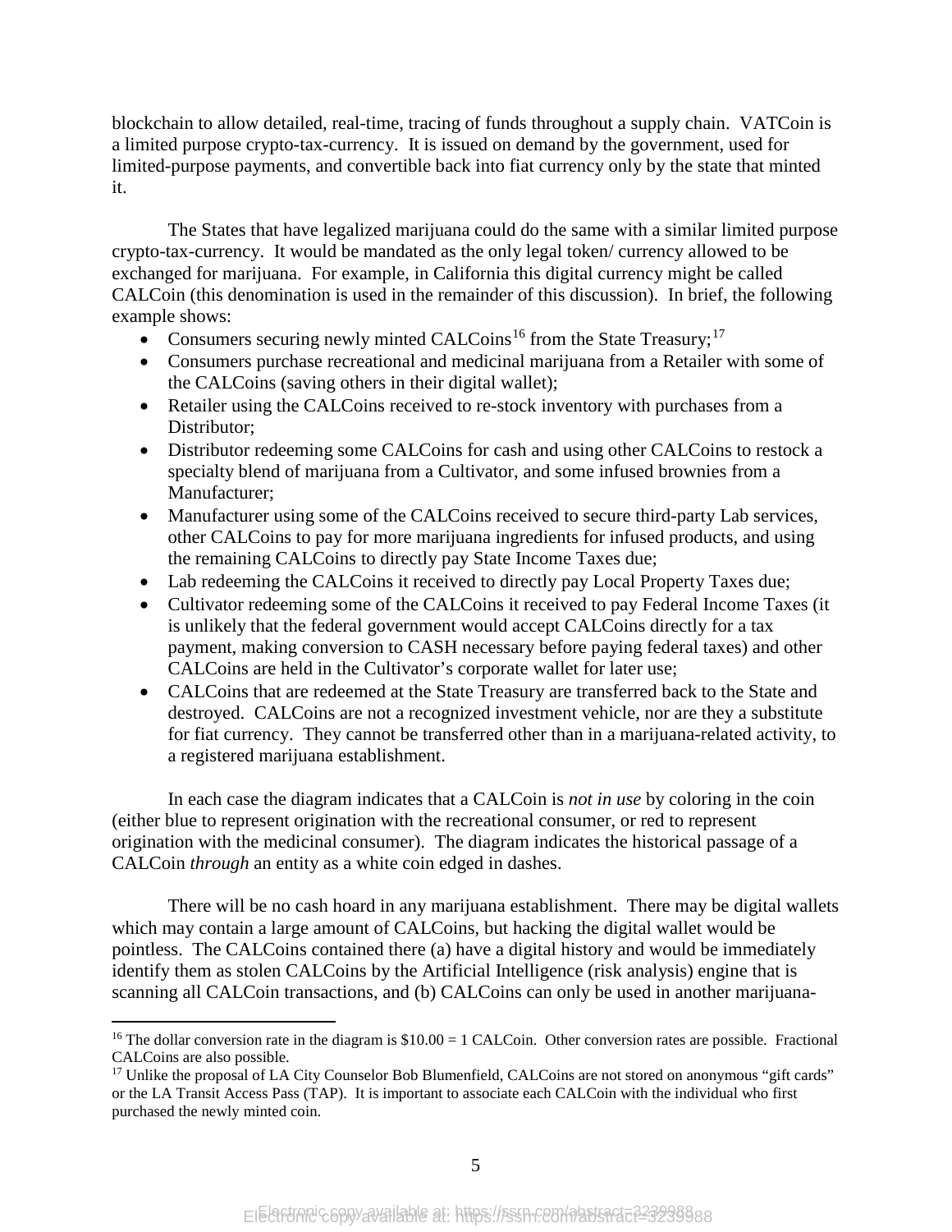blockchain to allow detailed, real-time, tracing of funds throughout a supply chain. VATCoin is a limited purpose crypto-tax-currency. It is issued on demand by the government, used for limited-purpose payments, and convertible back into fiat currency only by the state that minted it.

The States that have legalized marijuana could do the same with a similar limited purpose crypto-tax-currency. It would be mandated as the only legal token/ currency allowed to be exchanged for marijuana. For example, in California this digital currency might be called CALCoin (this denomination is used in the remainder of this discussion). In brief, the following example shows:

- Consumers securing newly minted CALCoins[16] from the State Treasury;[17]
- Consumers purchase recreational and medicinal marijuana from a Retailer with some of the CALCoins (saving others in their digital wallet);
- Retailer using the CALCoins received to re-stock inventory with purchases from a Distributor;
- Distributor redeeming some CALCoins for cash and using other CALCoins to restock a specialty blend of marijuana from a Cultivator, and some infused brownies from a Manufacturer;
- Manufacturer using some of the CALCoins received to secure third-party Lab services, other CALCoins to pay for more marijuana ingredients for infused products, and using the remaining CALCoins to directly pay State Income Taxes due;
- Lab redeeming the CALCoins it received to directly pay Local Property Taxes due;
- Cultivator redeeming some of the CALCoins it received to pay Federal Income Taxes (it is unlikely that the federal government would accept CALCoins directly for a tax payment, making conversion to CASH necessary before paying federal taxes) and other CALCoins are held in the Cultivator's corporate wallet for later use;
- CALCoins that are redeemed at the State Treasury are transferred back to the State and destroyed. CALCoins are not a recognized investment vehicle, nor are they a substitute for fiat currency. They cannot be transferred other than in a marijuana-related activity, to a registered marijuana establishment.

In each case the diagram indicates that a CALCoin is *not in use* by coloring in the coin (either blue to represent origination with the recreational consumer, or red to represent origination with the medicinal consumer). The diagram indicates the historical passage of a CALCoin *through* an entity as a white coin edged in dashes.

There will be no cash hoard in any marijuana establishment. There may be digital wallets which may contain a large amount of CALCoins, but hacking the digital wallet would be pointless. The CALCoins contained there (a) have a digital history and would be immediately identify them as stolen CALCoins by the Artificial Intelligence (risk analysis) engine that is scanning all CALCoin transactions, and (b) CALCoins can only be used in another marijuana-

[16] The dollar conversion rate in the diagram is \$10.00 = 1 CALCoin. Other conversion rates are possible. Fractional CALCoins are also possible.

[17] Unlike the proposal of LA City Counselor Bob Blumenfield, CALCoins are not stored on anonymous "gift cards" or the LA Transit Access Pass (TAP). It is important to associate each CALCoin with the individual who first purchased the newly minted coin.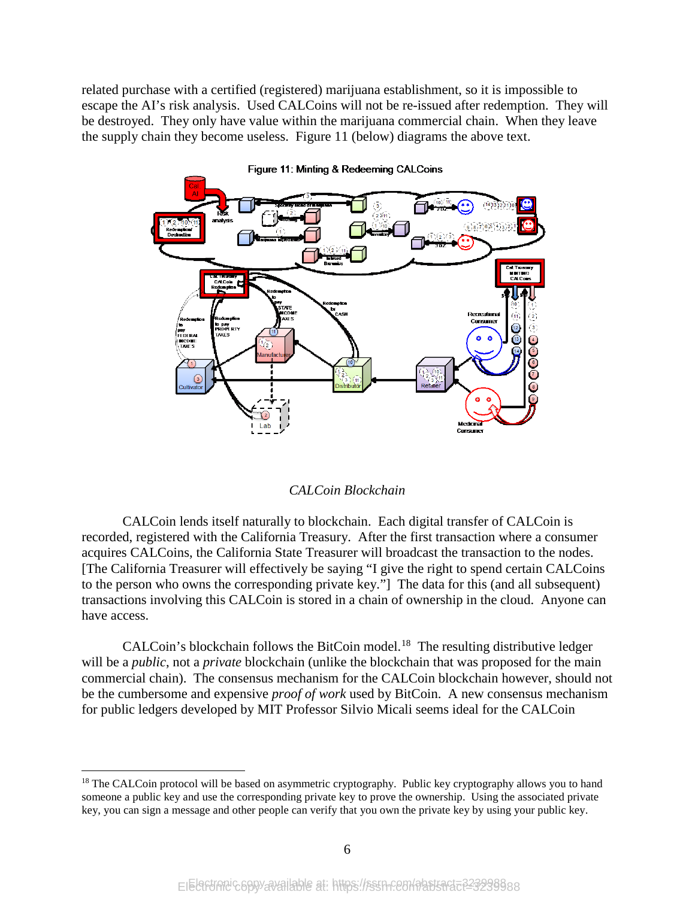related purchase with a certified (registered) marijuana establishment, so it is impossible to escape the AI's risk analysis. Used CALCoins will not be re-issued after redemption. They will be destroyed. They only have value within the marijuana commercial chain. When they leave the supply chain they become useless. Figure 11 (below) diagrams the above text.

Figure 11: Minting & Redeeming CALCoins

### *CALCoin Blockchain*

CALCoin lends itself naturally to blockchain. Each digital transfer of CALCoin is recorded, registered with the California Treasury. After the first transaction where a consumer acquires CALCoins, the California State Treasurer will broadcast the transaction to the nodes. [The California Treasurer will effectively be saying "I give the right to spend certain CALCoins to the person who owns the corresponding private key."] The data for this (and all subsequent) transactions involving this CALCoin is stored in a chain of ownership in the cloud. Anyone can have access.

CALCoin's blockchain follows the BitCoin model.[18] The resulting distributive ledger will be a *public*, not a *private* blockchain (unlike the blockchain that was proposed for the main commercial chain). The consensus mechanism for the CALCoin blockchain however, should not be the cumbersome and expensive *proof of work* used by BitCoin. A new consensus mechanism for public ledgers developed by MIT Professor Silvio Micali seems ideal for the CALCoin

[18] The CALCoin protocol will be based on asymmetric cryptography. Public key cryptography allows you to hand someone a public key and use the corresponding private key to prove the ownership. Using the associated private key, you can sign a message and other people can verify that you own the private key by using your public key.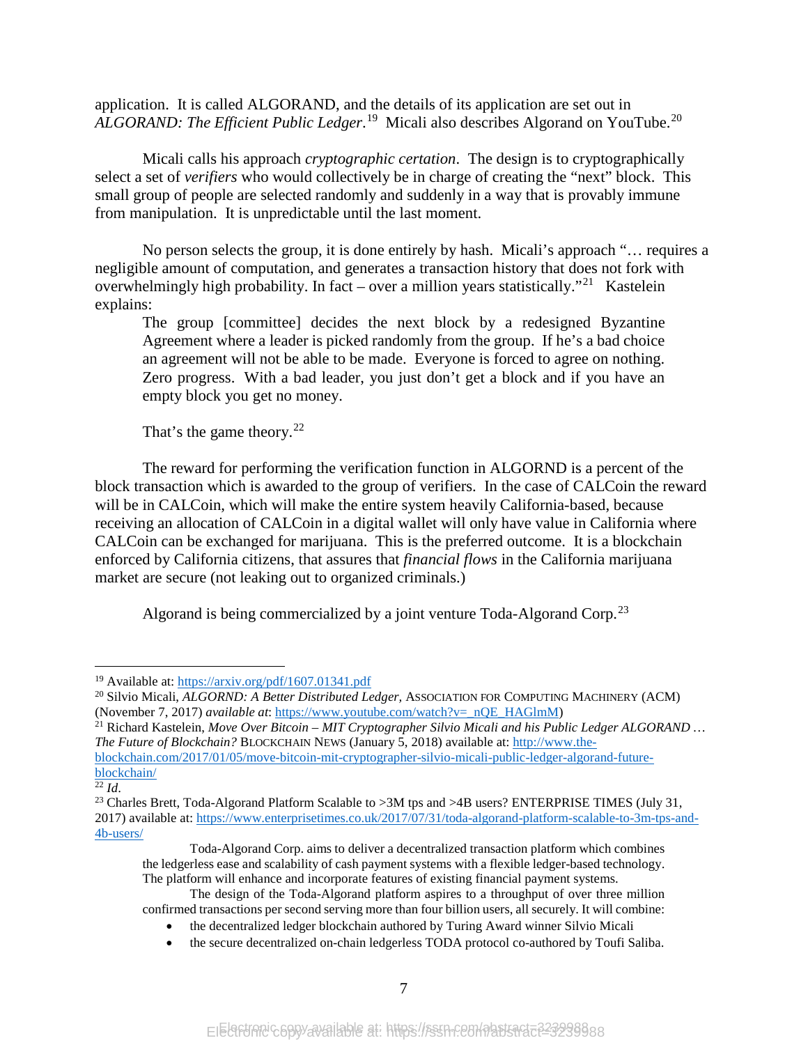application. It is called ALGORAND, and the details of its application are set out in *ALGORAND: The Efficient Public Ledger*.[19] Micali also describes Algorand on YouTube.[20]

Micali calls his approach *cryptographic certation*. The design is to cryptographically select a set of *verifiers* who would collectively be in charge of creating the "next" block. This small group of people are selected randomly and suddenly in a way that is provably immune from manipulation. It is unpredictable until the last moment.

No person selects the group, it is done entirely by hash. Micali's approach "… requires a negligible amount of computation, and generates a transaction history that does not fork with overwhelmingly high probability. In fact – over a million years statistically."[21] Kastelein explains:

> The group [committee] decides the next block by a redesigned Byzantine Agreement where a leader is picked randomly from the group. If he's a bad choice an agreement will not be able to be made. Everyone is forced to agree on nothing. Zero progress. With a bad leader, you just don't get a block and if you have an empty block you get no money.
>
> That's the game theory.[22]

The reward for performing the verification function in ALGORND is a percent of the block transaction which is awarded to the group of verifiers. In the case of CALCoin the reward will be in CALCoin, which will make the entire system heavily California-based, because receiving an allocation of CALCoin in a digital wallet will only have value in California where CALCoin can be exchanged for marijuana. This is the preferred outcome. It is a blockchain enforced by California citizens, that assures that *financial flows* in the California marijuana market are secure (not leaking out to organized criminals.)

Algorand is being commercialized by a joint venture Toda-Algorand Corp.[23]

---

[19] Available at: https://arxiv.org/pdf/1607.01341.pdf

[20] Silvio Micali, *ALGORND: A Better Distributed Ledger*, ASSOCIATION FOR COMPUTING MACHINERY (ACM) (November 7, 2017) *available at*: https://www.youtube.com/watch?v=_nQE_HAGlmM)

[21] Richard Kastelein, *Move Over Bitcoin – MIT Cryptographer Silvio Micali and his Public Ledger ALGORAND … The Future of Blockchain?* BLOCKCHAIN NEWS (January 5, 2018) available at: http://www.the-blockchain.com/2017/01/05/move-bitcoin-mit-cryptographer-silvio-micali-public-ledger-algorand-future-blockchain/

[22] *Id*.

[23] Charles Brett, Toda-Algorand Platform Scalable to >3M tps and >4B users? ENTERPRISE TIMES (July 31, 2017) available at: https://www.enterprisetimes.co.uk/2017/07/31/toda-algorand-platform-scalable-to-3m-tps-and-4b-users/

> Toda-Algorand Corp. aims to deliver a decentralized transaction platform which combines the ledgerless ease and scalability of cash payment systems with a flexible ledger-based technology. The platform will enhance and incorporate features of existing financial payment systems.
>
> The design of the Toda-Algorand platform aspires to a throughput of over three million confirmed transactions per second serving more than four billion users, all securely. It will combine:
>
> - the decentralized ledger blockchain authored by Turing Award winner Silvio Micali
> - the secure decentralized on-chain ledgerless TODA protocol co-authored by Toufi Saliba.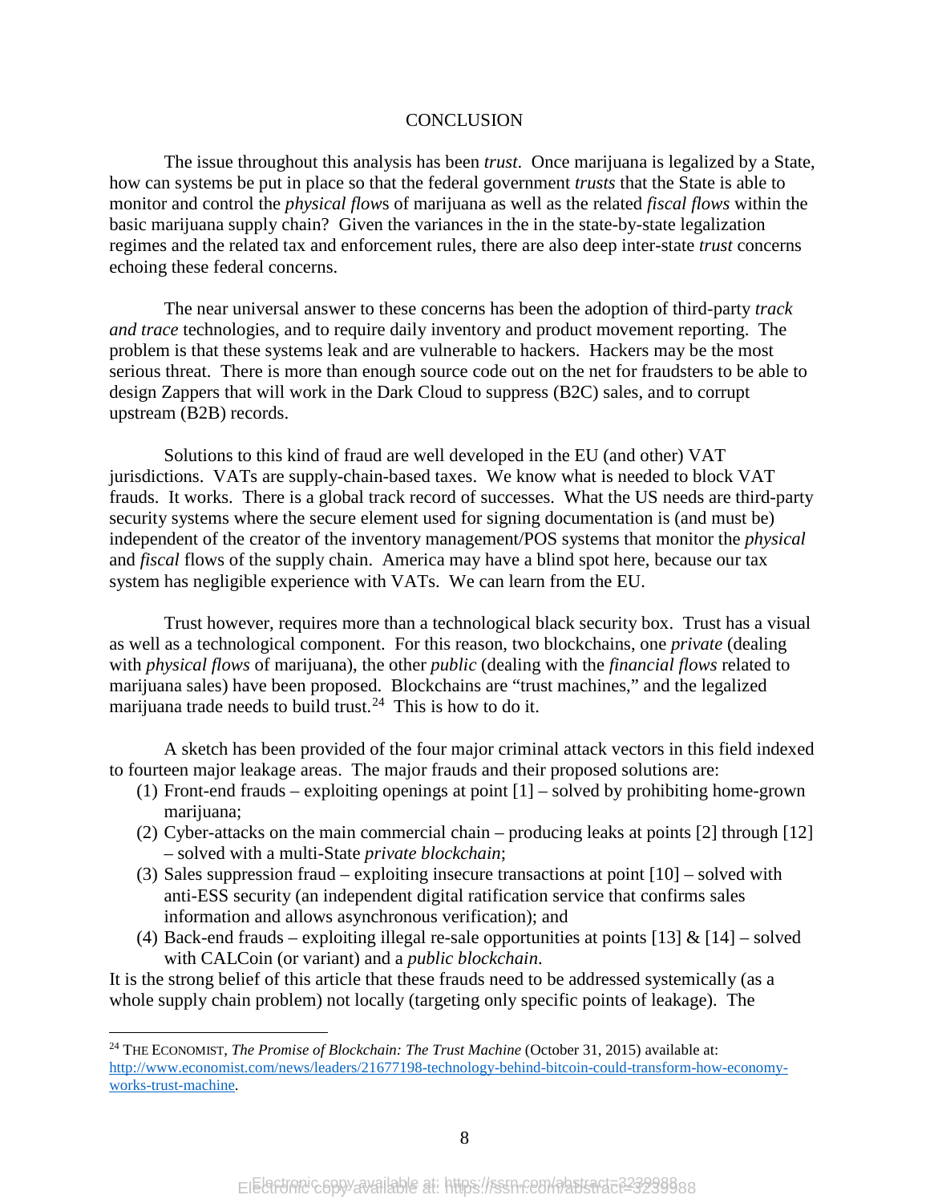## CONCLUSION

The issue throughout this analysis has been *trust*. Once marijuana is legalized by a State, how can systems be put in place so that the federal government *trusts* that the State is able to monitor and control the *physical flow*s of marijuana as well as the related *fiscal flows* within the basic marijuana supply chain? Given the variances in the in the state-by-state legalization regimes and the related tax and enforcement rules, there are also deep inter-state *trust* concerns echoing these federal concerns.

The near universal answer to these concerns has been the adoption of third-party *track and trace* technologies, and to require daily inventory and product movement reporting. The problem is that these systems leak and are vulnerable to hackers. Hackers may be the most serious threat. There is more than enough source code out on the net for fraudsters to be able to design Zappers that will work in the Dark Cloud to suppress (B2C) sales, and to corrupt upstream (B2B) records.

Solutions to this kind of fraud are well developed in the EU (and other) VAT jurisdictions. VATs are supply-chain-based taxes. We know what is needed to block VAT frauds. It works. There is a global track record of successes. What the US needs are third-party security systems where the secure element used for signing documentation is (and must be) independent of the creator of the inventory management/POS systems that monitor the *physical* and *fiscal* flows of the supply chain. America may have a blind spot here, because our tax system has negligible experience with VATs. We can learn from the EU.

Trust however, requires more than a technological black security box. Trust has a visual as well as a technological component. For this reason, two blockchains, one *private* (dealing with *physical flows* of marijuana), the other *public* (dealing with the *financial flows* related to marijuana sales) have been proposed. Blockchains are "trust machines," and the legalized marijuana trade needs to build trust.[24] This is how to do it.

A sketch has been provided of the four major criminal attack vectors in this field indexed to fourteen major leakage areas. The major frauds and their proposed solutions are:

1. Front-end frauds – exploiting openings at point [1] – solved by prohibiting home-grown marijuana;
2. Cyber-attacks on the main commercial chain – producing leaks at points [2] through [12] – solved with a multi-State *private blockchain*;
3. Sales suppression fraud – exploiting insecure transactions at point [10] – solved with anti-ESS security (an independent digital ratification service that confirms sales information and allows asynchronous verification); and
4. Back-end frauds – exploiting illegal re-sale opportunities at points [13] & [14] – solved with CALCoin (or variant) and a *public blockchain*.

It is the strong belief of this article that these frauds need to be addressed systemically (as a whole supply chain problem) not locally (targeting only specific points of leakage). The

---

[24] THE ECONOMIST, *The Promise of Blockchain: The Trust Machine* (October 31, 2015) available at: http://www.economist.com/news/leaders/21677198-technology-behind-bitcoin-could-transform-how-economy-works-trust-machine.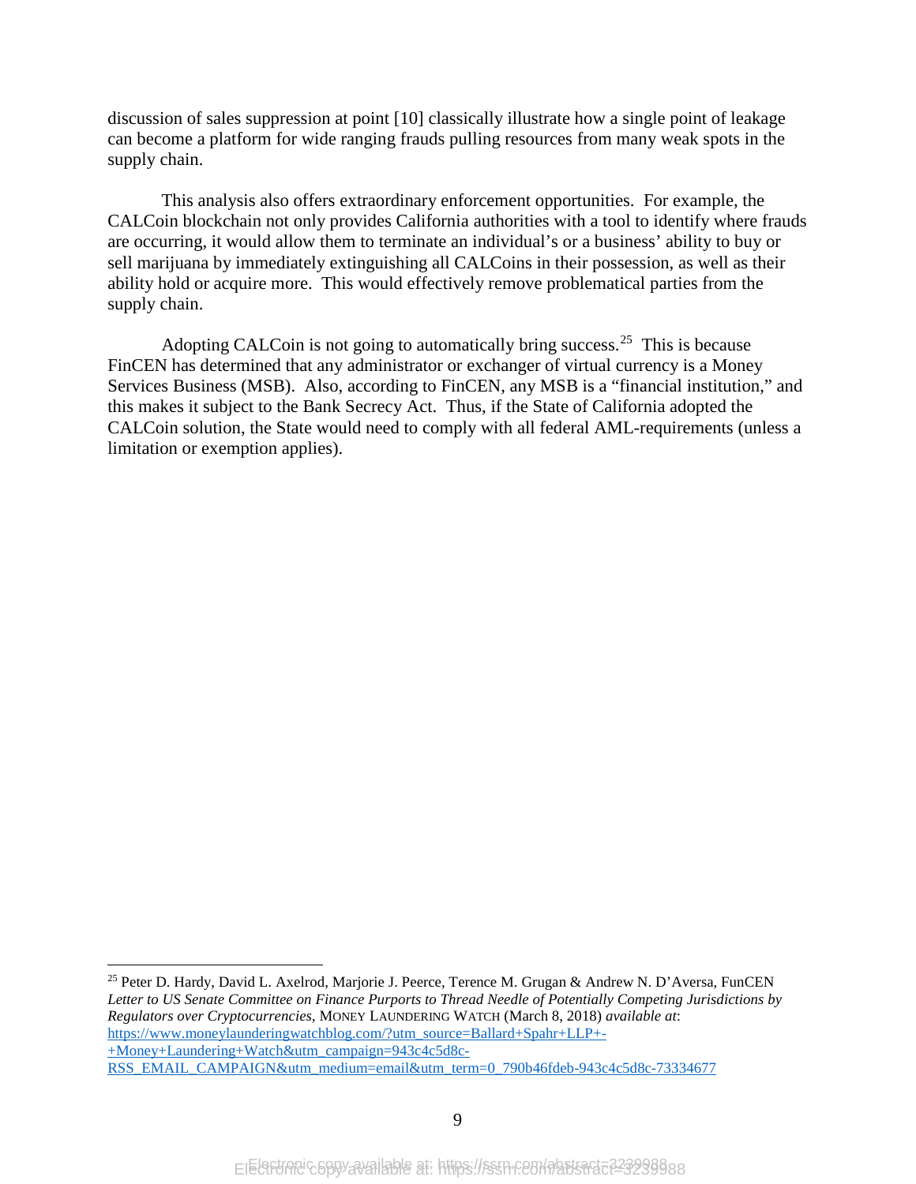discussion of sales suppression at point [10] classically illustrate how a single point of leakage can become a platform for wide ranging frauds pulling resources from many weak spots in the supply chain.

This analysis also offers extraordinary enforcement opportunities. For example, the CALCoin blockchain not only provides California authorities with a tool to identify where frauds are occurring, it would allow them to terminate an individual's or a business' ability to buy or sell marijuana by immediately extinguishing all CALCoins in their possession, as well as their ability hold or acquire more. This would effectively remove problematical parties from the supply chain.

Adopting CALCoin is not going to automatically bring success.[25] This is because FinCEN has determined that any administrator or exchanger of virtual currency is a Money Services Business (MSB). Also, according to FinCEN, any MSB is a "financial institution," and this makes it subject to the Bank Secrecy Act. Thus, if the State of California adopted the CALCoin solution, the State would need to comply with all federal AML-requirements (unless a limitation or exemption applies).

---

[25] Peter D. Hardy, David L. Axelrod, Marjorie J. Peerce, Terence M. Grugan & Andrew N. D'Aversa, FunCEN *Letter to US Senate Committee on Finance Purports to Thread Needle of Potentially Competing Jurisdictions by Regulators over Cryptocurrencies*, MONEY LAUNDERING WATCH (March 8, 2018) *available at*: https://www.moneylaunderingwatchblog.com/?utm_source=Ballard+Spahr+LLP+-+Money+Laundering+Watch&utm_campaign=943c4c5d8c-RSS_EMAIL_CAMPAIGN&utm_medium=email&utm_term=0_790b46fdeb-943c4c5d8c-73334677